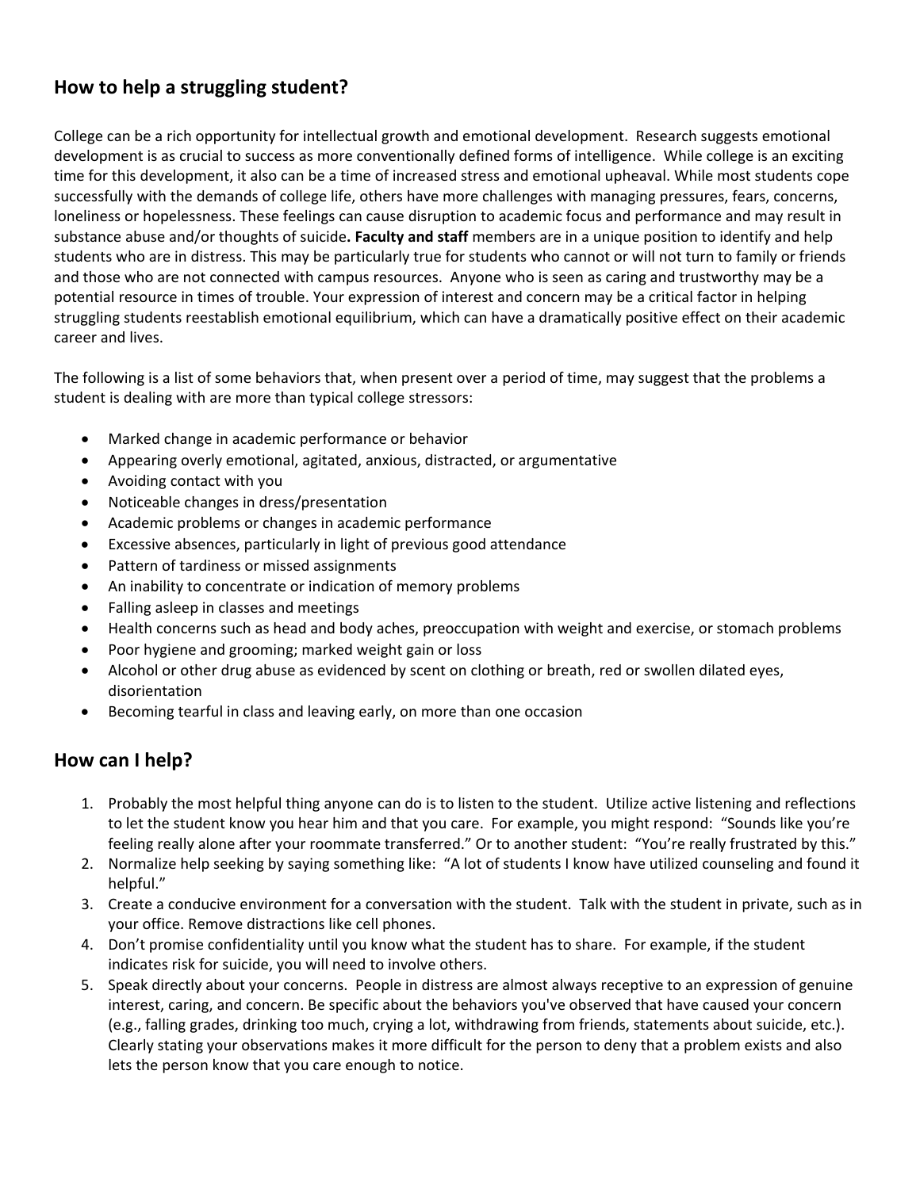## How to help a struggling student?

College can be a rich opportunity for intellectual growth and emotional development. Research suggests emotional development is as crucial to success as more conventionally defined forms of intelligence. While college is an exciting time for this development, it also can be a time of increased stress and emotional upheaval. While most students cope successfully with the demands of college life, others have more challenges with managing pressures, fears, concerns, loneliness or hopelessness. These feelings can cause disruption to academic focus and performance and may result in substance abuse and/or thoughts of suicide**. Faculty and staff** members are in a unique position to identify and help students who are in distress. This may be particularly true for students who cannot or will not turn to family or friends and those who are not connected with campus resources. Anyone who is seen as caring and trustworthy may be a potential resource in times of trouble. Your expression of interest and concern may be a critical factor in helping struggling students reestablish emotional equilibrium, which can have a dramatically positive effect on their academic career and lives.

The following is a list of some behaviors that, when present over a period of time, may suggest that the problems a student is dealing with are more than typical college stressors:

- Marked change in academic performance or behavior
- Appearing overly emotional, agitated, anxious, distracted, or argumentative
- Avoiding contact with you
- Noticeable changes in dress/presentation
- Academic problems or changes in academic performance
- Excessive absences, particularly in light of previous good attendance
- Pattern of tardiness or missed assignments
- An inability to concentrate or indication of memory problems
- Falling asleep in classes and meetings
- Health concerns such as head and body aches, preoccupation with weight and exercise, or stomach problems
- Poor hygiene and grooming; marked weight gain or loss
- Alcohol or other drug abuse as evidenced by scent on clothing or breath, red or swollen dilated eyes, disorientation
- Becoming tearful in class and leaving early, on more than one occasion

## How can I help?

1. Probably the most helpful thing anyone can do is to listen to the student. Utilize active listening and reflections to let the student know you hear him and that you care. For example, you might respond: "Sounds like you're feeling really alone after your roommate transferred." Or to another student: "You're really frustrated by this."
2. Normalize help seeking by saying something like: "A lot of students I know have utilized counseling and found it helpful."
3. Create a conducive environment for a conversation with the student. Talk with the student in private, such as in your office. Remove distractions like cell phones.
4. Don't promise confidentiality until you know what the student has to share. For example, if the student indicates risk for suicide, you will need to involve others.
5. Speak directly about your concerns. People in distress are almost always receptive to an expression of genuine interest, caring, and concern. Be specific about the behaviors you've observed that have caused your concern (e.g., falling grades, drinking too much, crying a lot, withdrawing from friends, statements about suicide, etc.). Clearly stating your observations makes it more difficult for the person to deny that a problem exists and also lets the person know that you care enough to notice.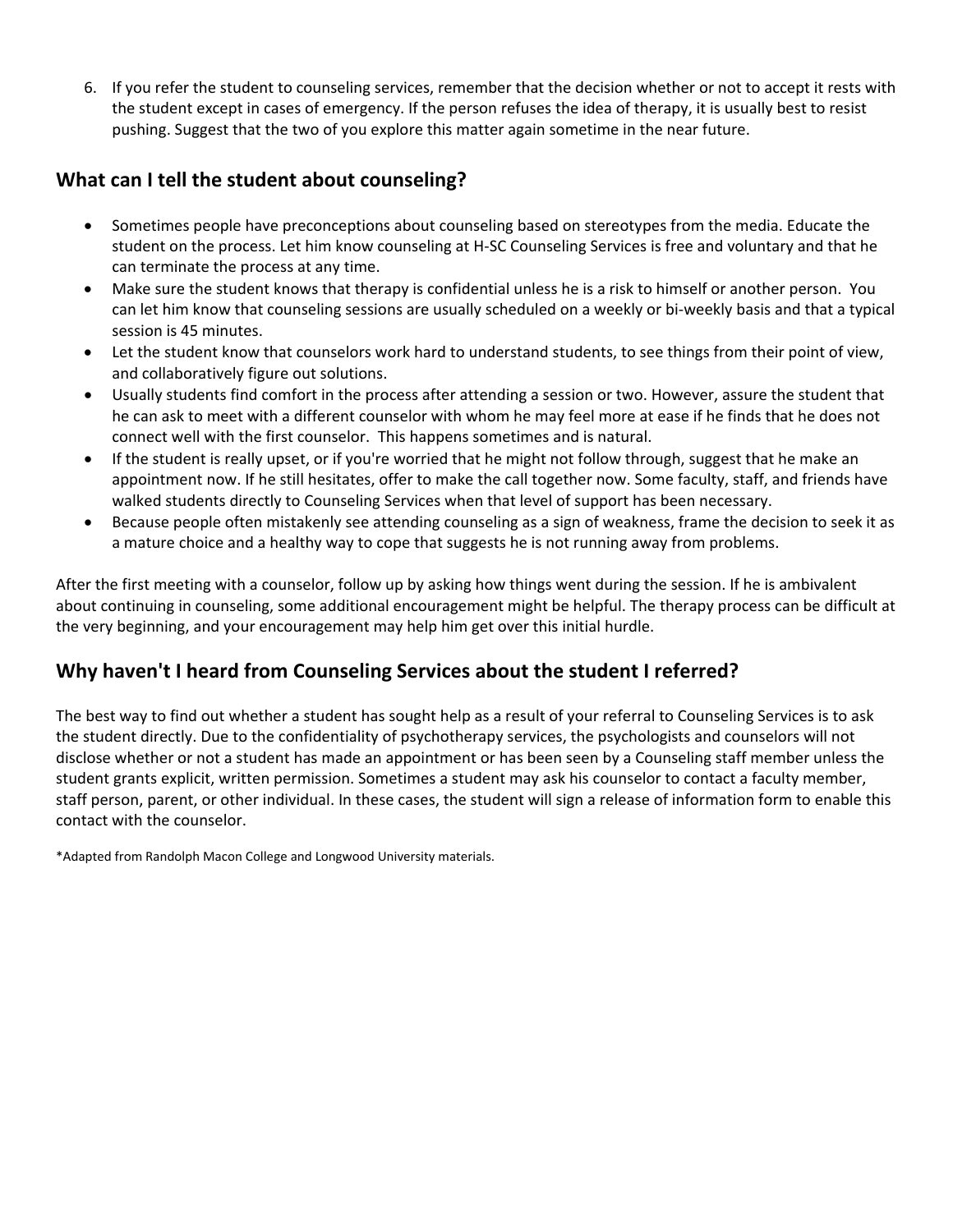6. If you refer the student to counseling services, remember that the decision whether or not to accept it rests with the student except in cases of emergency. If the person refuses the idea of therapy, it is usually best to resist pushing. Suggest that the two of you explore this matter again sometime in the near future.

## What can I tell the student about counseling?

- Sometimes people have preconceptions about counseling based on stereotypes from the media. Educate the student on the process. Let him know counseling at H-SC Counseling Services is free and voluntary and that he can terminate the process at any time.
- Make sure the student knows that therapy is confidential unless he is a risk to himself or another person. You can let him know that counseling sessions are usually scheduled on a weekly or bi-weekly basis and that a typical session is 45 minutes.
- Let the student know that counselors work hard to understand students, to see things from their point of view, and collaboratively figure out solutions.
- Usually students find comfort in the process after attending a session or two. However, assure the student that he can ask to meet with a different counselor with whom he may feel more at ease if he finds that he does not connect well with the first counselor. This happens sometimes and is natural.
- If the student is really upset, or if you're worried that he might not follow through, suggest that he make an appointment now. If he still hesitates, offer to make the call together now. Some faculty, staff, and friends have walked students directly to Counseling Services when that level of support has been necessary.
- Because people often mistakenly see attending counseling as a sign of weakness, frame the decision to seek it as a mature choice and a healthy way to cope that suggests he is not running away from problems.

After the first meeting with a counselor, follow up by asking how things went during the session. If he is ambivalent about continuing in counseling, some additional encouragement might be helpful. The therapy process can be difficult at the very beginning, and your encouragement may help him get over this initial hurdle.

## Why haven't I heard from Counseling Services about the student I referred?

The best way to find out whether a student has sought help as a result of your referral to Counseling Services is to ask the student directly. Due to the confidentiality of psychotherapy services, the psychologists and counselors will not disclose whether or not a student has made an appointment or has been seen by a Counseling staff member unless the student grants explicit, written permission. Sometimes a student may ask his counselor to contact a faculty member, staff person, parent, or other individual. In these cases, the student will sign a release of information form to enable this contact with the counselor.

*Adapted from Randolph Macon College and Longwood University materials.